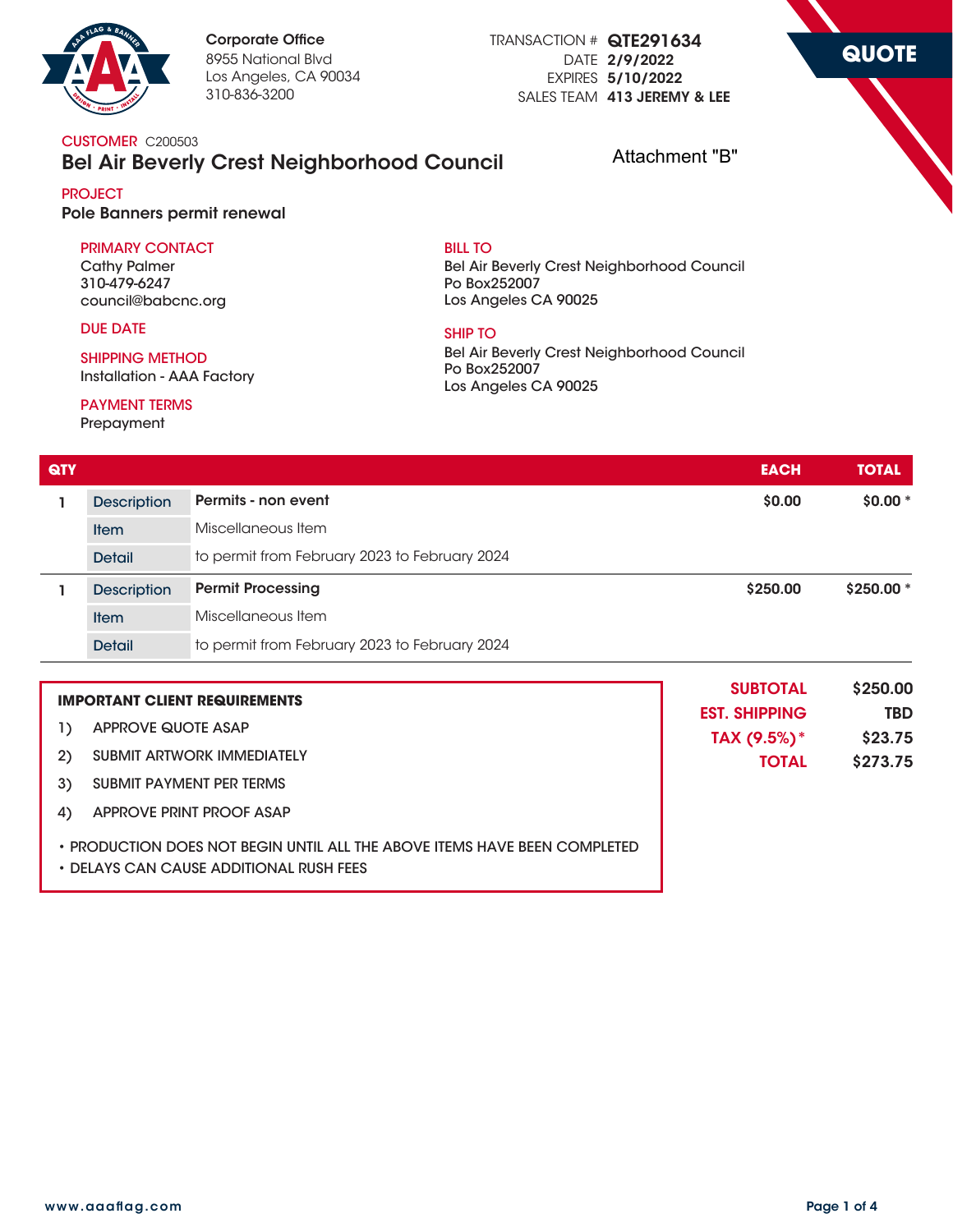**Corporate Office**
8955 National Blvd
Los Angeles, CA 90034
310-836-3200

TRANSACTION # **QTE291634**
DATE **2/9/2022**
EXPIRES **5/10/2022**
SALES TEAM **413 JEREMY & LEE**

# QUOTE

Attachment "B"

CUSTOMER C200503

## Bel Air Beverly Crest Neighborhood Council

PROJECT

**Pole Banners permit renewal**

PRIMARY CONTACT
Cathy Palmer
310-479-6247
council@babcnc.org

DUE DATE

SHIPPING METHOD
Installation - AAA Factory

PAYMENT TERMS
Prepayment

BILL TO
Bel Air Beverly Crest Neighborhood Council
Po Box252007
Los Angeles CA 90025

SHIP TO
Bel Air Beverly Crest Neighborhood Council
Po Box252007
Los Angeles CA 90025

| QTY | | | EACH | TOTAL |
|---|---|---|---|---|
| 1 | Description | **Permits - non event** | $0.00 | $0.00 * |
| | Item | Miscellaneous Item | | |
| | Detail | to permit from February 2023 to February 2024 | | |
| 1 | Description | **Permit Processing** | $250.00 | $250.00 * |
| | Item | Miscellaneous Item | | |
| | Detail | to permit from February 2023 to February 2024 | | |

| | |
|---|---|
| SUBTOTAL | $250.00 |
| EST. SHIPPING | TBD |
| TAX (9.5%)* | $23.75 |
| TOTAL | $273.75 |

**IMPORTANT CLIENT REQUIREMENTS**

1) APPROVE QUOTE ASAP
2) SUBMIT ARTWORK IMMEDIATELY
3) SUBMIT PAYMENT PER TERMS
4) APPROVE PRINT PROOF ASAP

- PRODUCTION DOES NOT BEGIN UNTIL ALL THE ABOVE ITEMS HAVE BEEN COMPLETED
- DELAYS CAN CAUSE ADDITIONAL RUSH FEES

www.aaaflag.com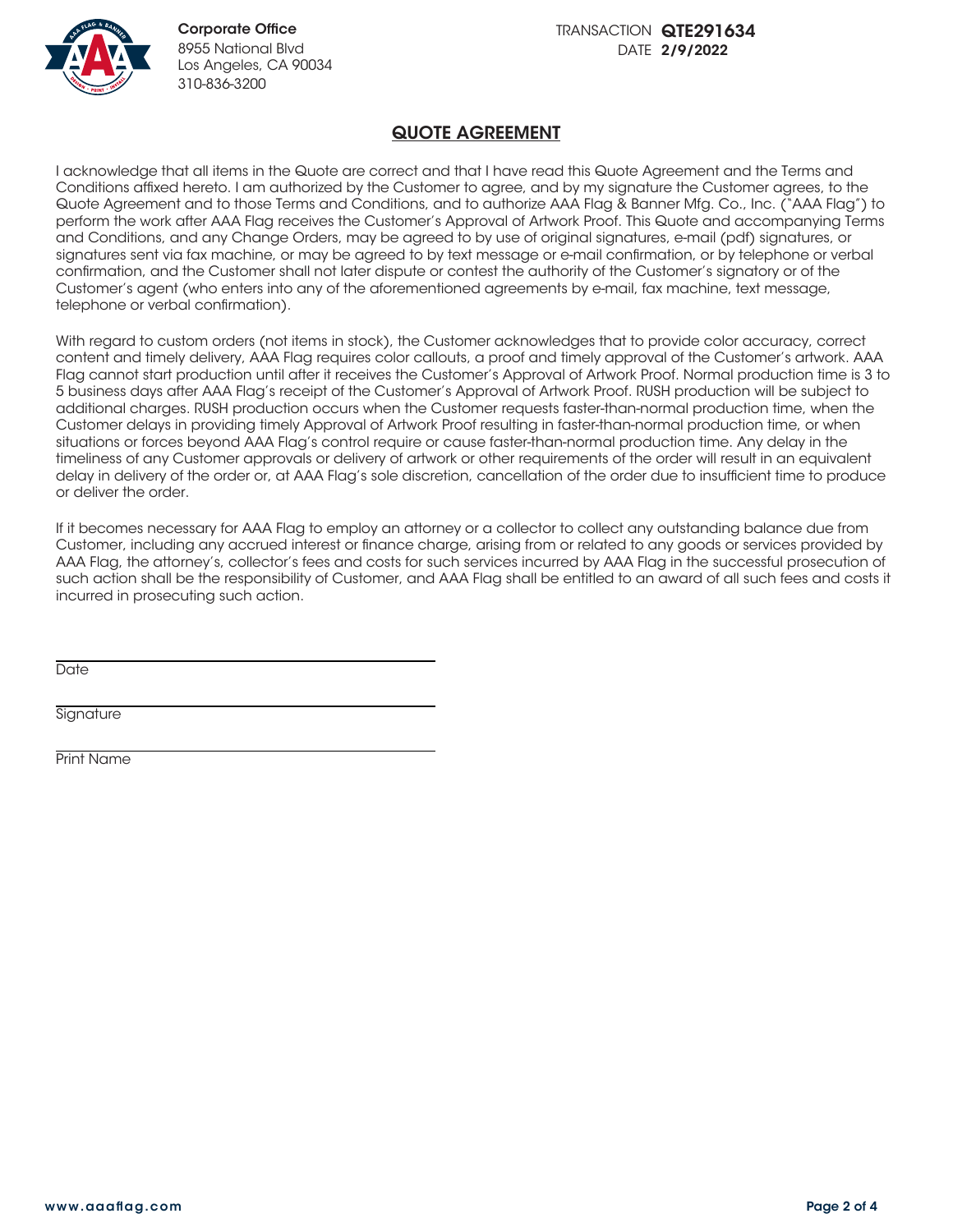Corporate Office
8955 National Blvd
Los Angeles, CA 90034
310-836-3200

TRANSACTION **QTE291634**
DATE **2/9/2022**

## QUOTE AGREEMENT

I acknowledge that all items in the Quote are correct and that I have read this Quote Agreement and the Terms and Conditions affixed hereto. I am authorized by the Customer to agree, and by my signature the Customer agrees, to the Quote Agreement and to those Terms and Conditions, and to authorize AAA Flag & Banner Mfg. Co., Inc. ("AAA Flag") to perform the work after AAA Flag receives the Customer's Approval of Artwork Proof. This Quote and accompanying Terms and Conditions, and any Change Orders, may be agreed to by use of original signatures, e-mail (pdf) signatures, or signatures sent via fax machine, or may be agreed to by text message or e-mail confirmation, or by telephone or verbal confirmation, and the Customer shall not later dispute or contest the authority of the Customer's signatory or of the Customer's agent (who enters into any of the aforementioned agreements by e-mail, fax machine, text message, telephone or verbal confirmation).

With regard to custom orders (not items in stock), the Customer acknowledges that to provide color accuracy, correct content and timely delivery, AAA Flag requires color callouts, a proof and timely approval of the Customer's artwork. AAA Flag cannot start production until after it receives the Customer's Approval of Artwork Proof. Normal production time is 3 to 5 business days after AAA Flag's receipt of the Customer's Approval of Artwork Proof. RUSH production will be subject to additional charges. RUSH production occurs when the Customer requests faster-than-normal production time, when the Customer delays in providing timely Approval of Artwork Proof resulting in faster-than-normal production time, or when situations or forces beyond AAA Flag's control require or cause faster-than-normal production time. Any delay in the timeliness of any Customer approvals or delivery of artwork or other requirements of the order will result in an equivalent delay in delivery of the order or, at AAA Flag's sole discretion, cancellation of the order due to insufficient time to produce or deliver the order.

If it becomes necessary for AAA Flag to employ an attorney or a collector to collect any outstanding balance due from Customer, including any accrued interest or finance charge, arising from or related to any goods or services provided by AAA Flag, the attorney's, collector's fees and costs for such services incurred by AAA Flag in the successful prosecution of such action shall be the responsibility of Customer, and AAA Flag shall be entitled to an award of all such fees and costs it incurred in prosecuting such action.

\_\_\_\_\_\_\_\_\_\_\_\_\_\_\_\_\_\_\_\_\_\_\_\_\_\_\_\_\_\_\_\_\_\_\_\_
Date

\_\_\_\_\_\_\_\_\_\_\_\_\_\_\_\_\_\_\_\_\_\_\_\_\_\_\_\_\_\_\_\_\_\_\_\_
Signature

\_\_\_\_\_\_\_\_\_\_\_\_\_\_\_\_\_\_\_\_\_\_\_\_\_\_\_\_\_\_\_\_\_\_\_\_
Print Name

www.aaaflag.com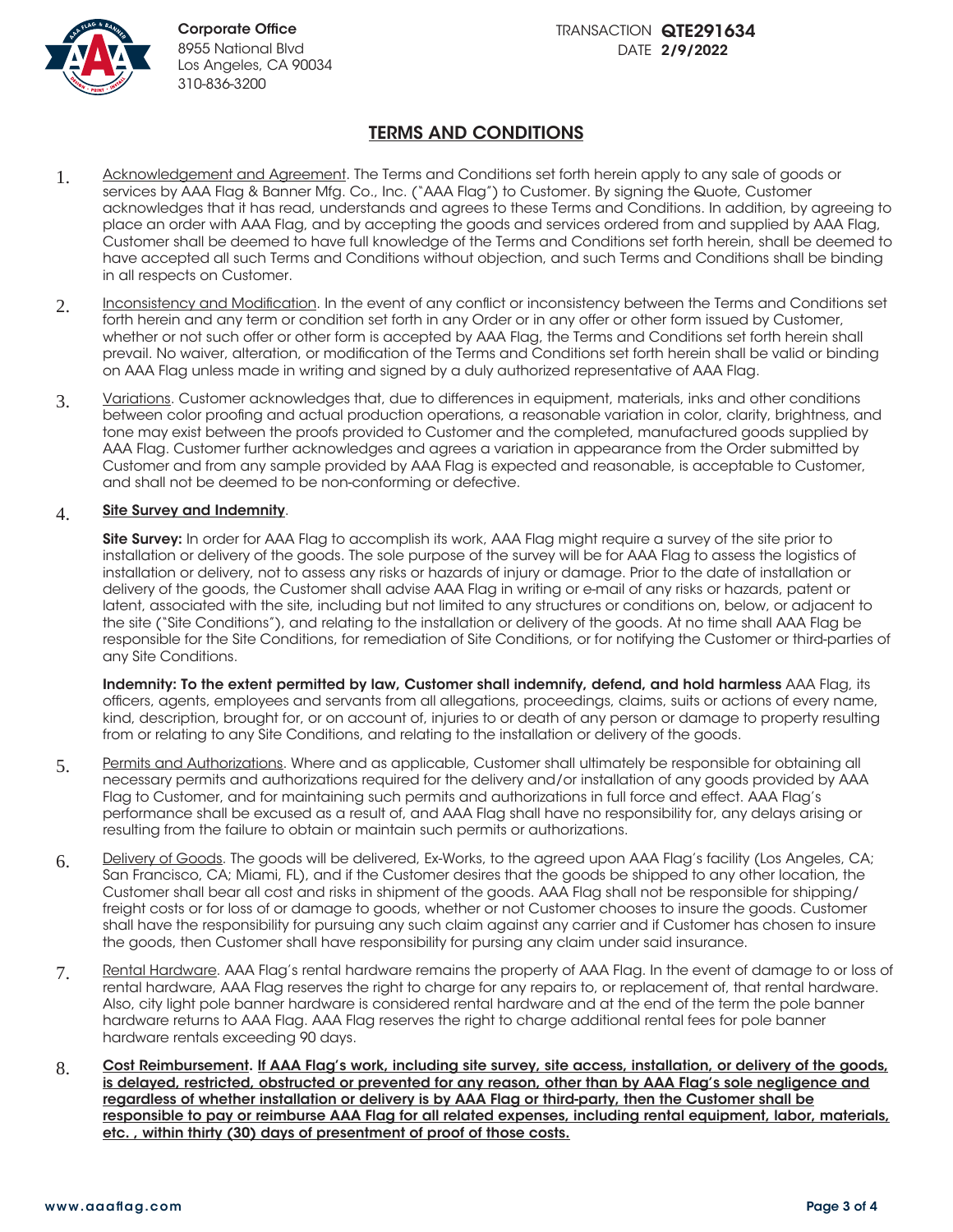Corporate Office
8955 National Blvd
Los Angeles, CA 90034
310-836-3200

TRANSACTION **QTE291634**
DATE **2/9/2022**

## TERMS AND CONDITIONS

1. Acknowledgement and Agreement. The Terms and Conditions set forth herein apply to any sale of goods or services by AAA Flag & Banner Mfg. Co., Inc. ("AAA Flag") to Customer. By signing the Quote, Customer acknowledges that it has read, understands and agrees to these Terms and Conditions. In addition, by agreeing to place an order with AAA Flag, and by accepting the goods and services ordered from and supplied by AAA Flag, Customer shall be deemed to have full knowledge of the Terms and Conditions set forth herein, shall be deemed to have accepted all such Terms and Conditions without objection, and such Terms and Conditions shall be binding in all respects on Customer.

2. Inconsistency and Modification. In the event of any conflict or inconsistency between the Terms and Conditions set forth herein and any term or condition set forth in any Order or in any offer or other form issued by Customer, whether or not such offer or other form is accepted by AAA Flag, the Terms and Conditions set forth herein shall prevail. No waiver, alteration, or modification of the Terms and Conditions set forth herein shall be valid or binding on AAA Flag unless made in writing and signed by a duly authorized representative of AAA Flag.

3. Variations. Customer acknowledges that, due to differences in equipment, materials, inks and other conditions between color proofing and actual production operations, a reasonable variation in color, clarity, brightness, and tone may exist between the proofs provided to Customer and the completed, manufactured goods supplied by AAA Flag. Customer further acknowledges and agrees a variation in appearance from the Order submitted by Customer and from any sample provided by AAA Flag is expected and reasonable, is acceptable to Customer, and shall not be deemed to be non-conforming or defective.

4. **Site Survey and Indemnity**.

   **Site Survey:** In order for AAA Flag to accomplish its work, AAA Flag might require a survey of the site prior to installation or delivery of the goods. The sole purpose of the survey will be for AAA Flag to assess the logistics of installation or delivery, not to assess any risks or hazards of injury or damage. Prior to the date of installation or delivery of the goods, the Customer shall advise AAA Flag in writing or e-mail of any risks or hazards, patent or latent, associated with the site, including but not limited to any structures or conditions on, below, or adjacent to the site ("Site Conditions"), and relating to the installation or delivery of the goods. At no time shall AAA Flag be responsible for the Site Conditions, for remediation of Site Conditions, or for notifying the Customer or third-parties of any Site Conditions.

   **Indemnity: To the extent permitted by law, Customer shall indemnify, defend, and hold harmless** AAA Flag, its officers, agents, employees and servants from all allegations, proceedings, claims, suits or actions of every name, kind, description, brought for, or on account of, injuries to or death of any person or damage to property resulting from or relating to any Site Conditions, and relating to the installation or delivery of the goods.

5. Permits and Authorizations. Where and as applicable, Customer shall ultimately be responsible for obtaining all necessary permits and authorizations required for the delivery and/or installation of any goods provided by AAA Flag to Customer, and for maintaining such permits and authorizations in full force and effect. AAA Flag's performance shall be excused as a result of, and AAA Flag shall have no responsibility for, any delays arising or resulting from the failure to obtain or maintain such permits or authorizations.

6. Delivery of Goods. The goods will be delivered, Ex-Works, to the agreed upon AAA Flag's facility (Los Angeles, CA; San Francisco, CA; Miami, FL), and if the Customer desires that the goods be shipped to any other location, the Customer shall bear all cost and risks in shipment of the goods. AAA Flag shall not be responsible for shipping/ freight costs or for loss of or damage to goods, whether or not Customer chooses to insure the goods. Customer shall have the responsibility for pursuing any such claim against any carrier and if Customer has chosen to insure the goods, then Customer shall have responsibility for pursing any claim under said insurance.

7. Rental Hardware. AAA Flag's rental hardware remains the property of AAA Flag. In the event of damage to or loss of rental hardware, AAA Flag reserves the right to charge for any repairs to, or replacement of, that rental hardware. Also, city light pole banner hardware is considered rental hardware and at the end of the term the pole banner hardware returns to AAA Flag. AAA Flag reserves the right to charge additional rental fees for pole banner hardware rentals exceeding 90 days.

8. **Cost Reimbursement. If AAA Flag's work, including site survey, site access, installation, or delivery of the goods, is delayed, restricted, obstructed or prevented for any reason, other than by AAA Flag's sole negligence and regardless of whether installation or delivery is by AAA Flag or third-party, then the Customer shall be responsible to pay or reimburse AAA Flag for all related expenses, including rental equipment, labor, materials, etc. , within thirty (30) days of presentment of proof of those costs.**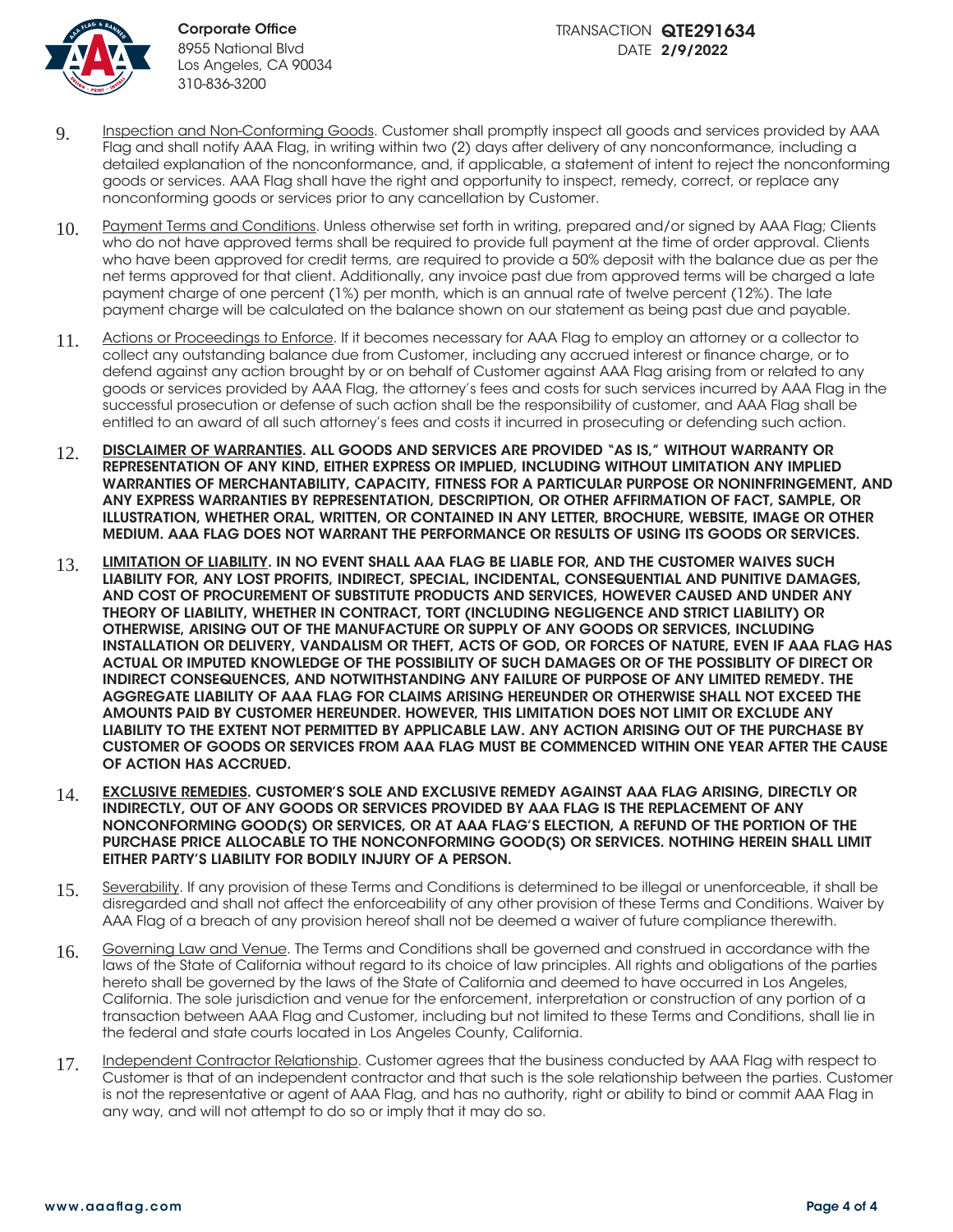Corporate Office
8955 National Blvd
Los Angeles, CA 90034
310-836-3200

TRANSACTION **QTE291634**
DATE **2/9/2022**

9. Inspection and Non-Conforming Goods. Customer shall promptly inspect all goods and services provided by AAA Flag and shall notify AAA Flag, in writing within two (2) days after delivery of any nonconformance, including a detailed explanation of the nonconformance, and, if applicable, a statement of intent to reject the nonconforming goods or services. AAA Flag shall have the right and opportunity to inspect, remedy, correct, or replace any nonconforming goods or services prior to any cancellation by Customer.

10. Payment Terms and Conditions. Unless otherwise set forth in writing, prepared and/or signed by AAA Flag; Clients who do not have approved terms shall be required to provide full payment at the time of order approval. Clients who have been approved for credit terms, are required to provide a 50% deposit with the balance due as per the net terms approved for that client. Additionally, any invoice past due from approved terms will be charged a late payment charge of one percent (1%) per month, which is an annual rate of twelve percent (12%). The late payment charge will be calculated on the balance shown on our statement as being past due and payable.

11. Actions or Proceedings to Enforce. If it becomes necessary for AAA Flag to employ an attorney or a collector to collect any outstanding balance due from Customer, including any accrued interest or finance charge, or to defend against any action brought by or on behalf of Customer against AAA Flag arising from or related to any goods or services provided by AAA Flag, the attorney's fees and costs for such services incurred by AAA Flag in the successful prosecution or defense of such action shall be the responsibility of customer, and AAA Flag shall be entitled to an award of all such attorney's fees and costs it incurred in prosecuting or defending such action.

12. **DISCLAIMER OF WARRANTIES. ALL GOODS AND SERVICES ARE PROVIDED "AS IS," WITHOUT WARRANTY OR REPRESENTATION OF ANY KIND, EITHER EXPRESS OR IMPLIED, INCLUDING WITHOUT LIMITATION ANY IMPLIED WARRANTIES OF MERCHANTABILITY, CAPACITY, FITNESS FOR A PARTICULAR PURPOSE OR NONINFRINGEMENT, AND ANY EXPRESS WARRANTIES BY REPRESENTATION, DESCRIPTION, OR OTHER AFFIRMATION OF FACT, SAMPLE, OR ILLUSTRATION, WHETHER ORAL, WRITTEN, OR CONTAINED IN ANY LETTER, BROCHURE, WEBSITE, IMAGE OR OTHER MEDIUM. AAA FLAG DOES NOT WARRANT THE PERFORMANCE OR RESULTS OF USING ITS GOODS OR SERVICES.**

13. **LIMITATION OF LIABILITY. IN NO EVENT SHALL AAA FLAG BE LIABLE FOR, AND THE CUSTOMER WAIVES SUCH LIABILITY FOR, ANY LOST PROFITS, INDIRECT, SPECIAL, INCIDENTAL, CONSEQUENTIAL AND PUNITIVE DAMAGES, AND COST OF PROCUREMENT OF SUBSTITUTE PRODUCTS AND SERVICES, HOWEVER CAUSED AND UNDER ANY THEORY OF LIABILITY, WHETHER IN CONTRACT, TORT (INCLUDING NEGLIGENCE AND STRICT LIABILITY) OR OTHERWISE, ARISING OUT OF THE MANUFACTURE OR SUPPLY OF ANY GOODS OR SERVICES, INCLUDING INSTALLATION OR DELIVERY, VANDALISM OR THEFT, ACTS OF GOD, OR FORCES OF NATURE, EVEN IF AAA FLAG HAS ACTUAL OR IMPUTED KNOWLEDGE OF THE POSSIBILITY OF SUCH DAMAGES OR OF THE POSSIBLITY OF DIRECT OR INDIRECT CONSEQUENCES, AND NOTWITHSTANDING ANY FAILURE OF PURPOSE OF ANY LIMITED REMEDY. THE AGGREGATE LIABILITY OF AAA FLAG FOR CLAIMS ARISING HEREUNDER OR OTHERWISE SHALL NOT EXCEED THE AMOUNTS PAID BY CUSTOMER HEREUNDER. HOWEVER, THIS LIMITATION DOES NOT LIMIT OR EXCLUDE ANY LIABILITY TO THE EXTENT NOT PERMITTED BY APPLICABLE LAW. ANY ACTION ARISING OUT OF THE PURCHASE BY CUSTOMER OF GOODS OR SERVICES FROM AAA FLAG MUST BE COMMENCED WITHIN ONE YEAR AFTER THE CAUSE OF ACTION HAS ACCRUED.**

14. **EXCLUSIVE REMEDIES. CUSTOMER'S SOLE AND EXCLUSIVE REMEDY AGAINST AAA FLAG ARISING, DIRECTLY OR INDIRECTLY, OUT OF ANY GOODS OR SERVICES PROVIDED BY AAA FLAG IS THE REPLACEMENT OF ANY NONCONFORMING GOOD(S) OR SERVICES, OR AT AAA FLAG'S ELECTION, A REFUND OF THE PORTION OF THE PURCHASE PRICE ALLOCABLE TO THE NONCONFORMING GOOD(S) OR SERVICES. NOTHING HEREIN SHALL LIMIT EITHER PARTY'S LIABILITY FOR BODILY INJURY OF A PERSON.**

15. Severability. If any provision of these Terms and Conditions is determined to be illegal or unenforceable, it shall be disregarded and shall not affect the enforceability of any other provision of these Terms and Conditions. Waiver by AAA Flag of a breach of any provision hereof shall not be deemed a waiver of future compliance therewith.

16. Governing Law and Venue. The Terms and Conditions shall be governed and construed in accordance with the laws of the State of California without regard to its choice of law principles. All rights and obligations of the parties hereto shall be governed by the laws of the State of California and deemed to have occurred in Los Angeles, California. The sole jurisdiction and venue for the enforcement, interpretation or construction of any portion of a transaction between AAA Flag and Customer, including but not limited to these Terms and Conditions, shall lie in the federal and state courts located in Los Angeles County, California.

17. Independent Contractor Relationship. Customer agrees that the business conducted by AAA Flag with respect to Customer is that of an independent contractor and that such is the sole relationship between the parties. Customer is not the representative or agent of AAA Flag, and has no authority, right or ability to bind or commit AAA Flag in any way, and will not attempt to do so or imply that it may do so.

www.aaaflag.com